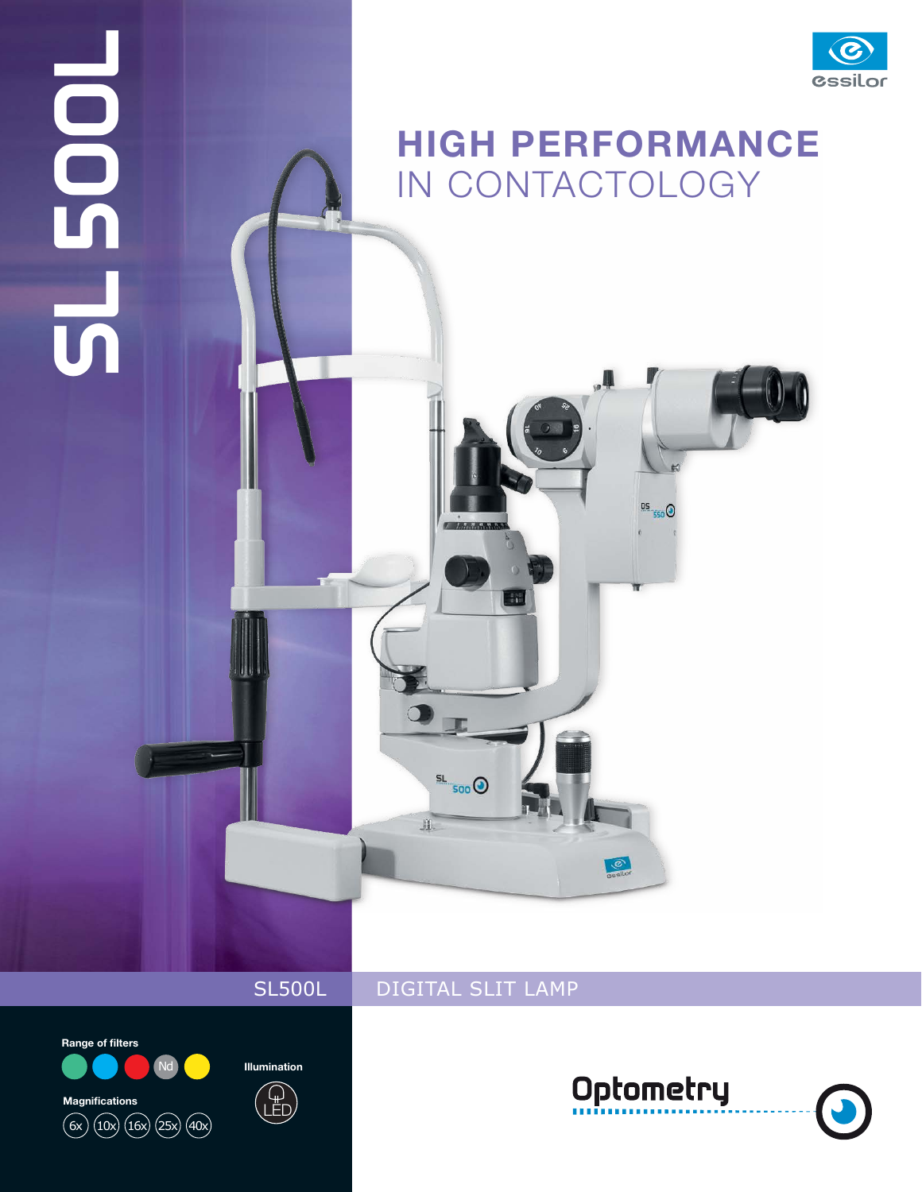# SL 500L

essilor

## HIGH PERFORMANCE
IN CONTACTOLOGY

SL500L DIGITAL SLIT LAMP

**Range of filters**

Nd

**Illumination**

LED

**Magnifications**

6x 10x 16x 25x 40x

Optometry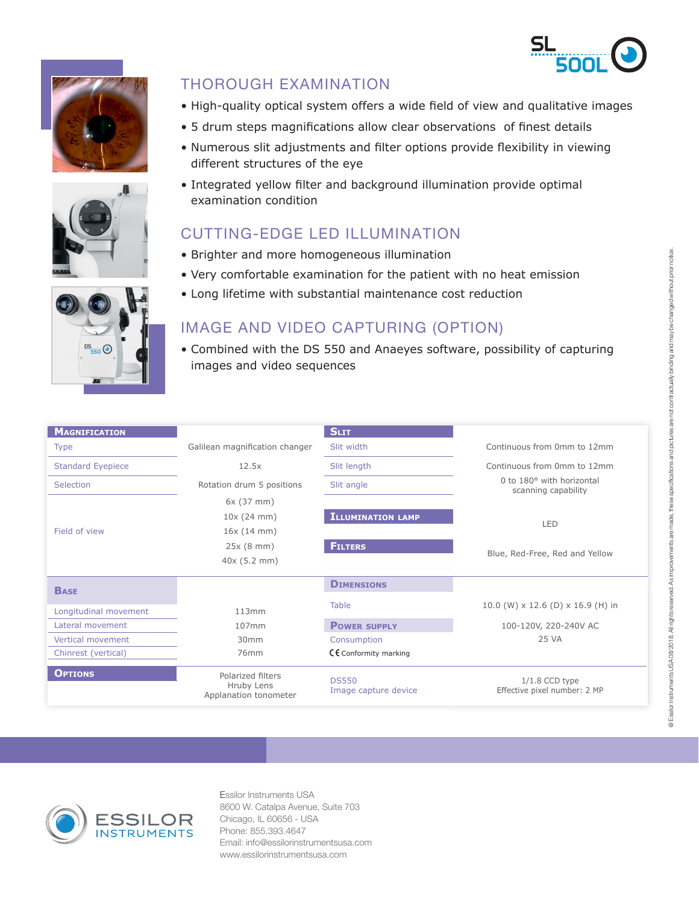SL 500L

## THOROUGH EXAMINATION

- High-quality optical system offers a wide field of view and qualitative images
- 5 drum steps magnifications allow clear observations  of finest details
- Numerous slit adjustments and filter options provide flexibility in viewing different structures of the eye
- Integrated yellow filter and background illumination provide optimal examination condition

## CUTTING-EDGE LED ILLUMINATION

- Brighter and more homogeneous illumination
- Very comfortable examination for the patient with no heat emission
- Long lifetime with substantial maintenance cost reduction

## IMAGE AND VIDEO CAPTURING (OPTION)

- Combined with the DS 550 and Anaeyes software, possibility of capturing images and video sequences

| | | | |
|---|---|---|---|
| **MAGNIFICATION** | | **SLIT** | |
| Type | Galilean magnification changer | Slit width | Continuous from 0mm to 12mm |
| Standard Eyepiece | 12.5x | Slit length | Continuous from 0mm to 12mm |
| Selection | Rotation drum 5 positions | Slit angle | 0 to 180° with horizontal scanning capability |
| Field of view | 6x (37 mm)<br>10x (24 mm)<br>16x (14 mm)<br>25x (8 mm)<br>40x (5.2 mm) | **ILLUMINATION LAMP** | LED |
| | | **FILTERS** | Blue, Red-Free, Red and Yellow |
| **BASE** | | **DIMENSIONS** | |
| | | Table | 10.0 (W) x 12.6 (D) x 16.9 (H) in |
| Longitudinal movement | 113mm | **POWER SUPPLY** | 100-120V, 220-240V AC |
| Lateral movement | 107mm | Consumption | 25 VA |
| Vertical movement | 30mm | CE Conformity marking | |
| Chinrest (vertical) | 76mm | | |
| **OPTIONS** | Polarized filters<br>Hruby Lens<br>Applanation tonometer | DS550<br>Image capture device | 1/1.8 CCD type<br>Effective pixel number: 2 MP |

ESSILOR INSTRUMENTS

Essilor Instruments USA
8600 W. Catalpa Avenue, Suite 703
Chicago, IL 60656 - USA
Phone: 855.393.4647
Email: info@essilorinstrumentsusa.com
www.essilorinstrumentsusa.com

© Essilor Instruments USA 08/2018. All rights reserved. As improvements are made, these specifications and pictures are not contractually binding and may be changed without prior notice.